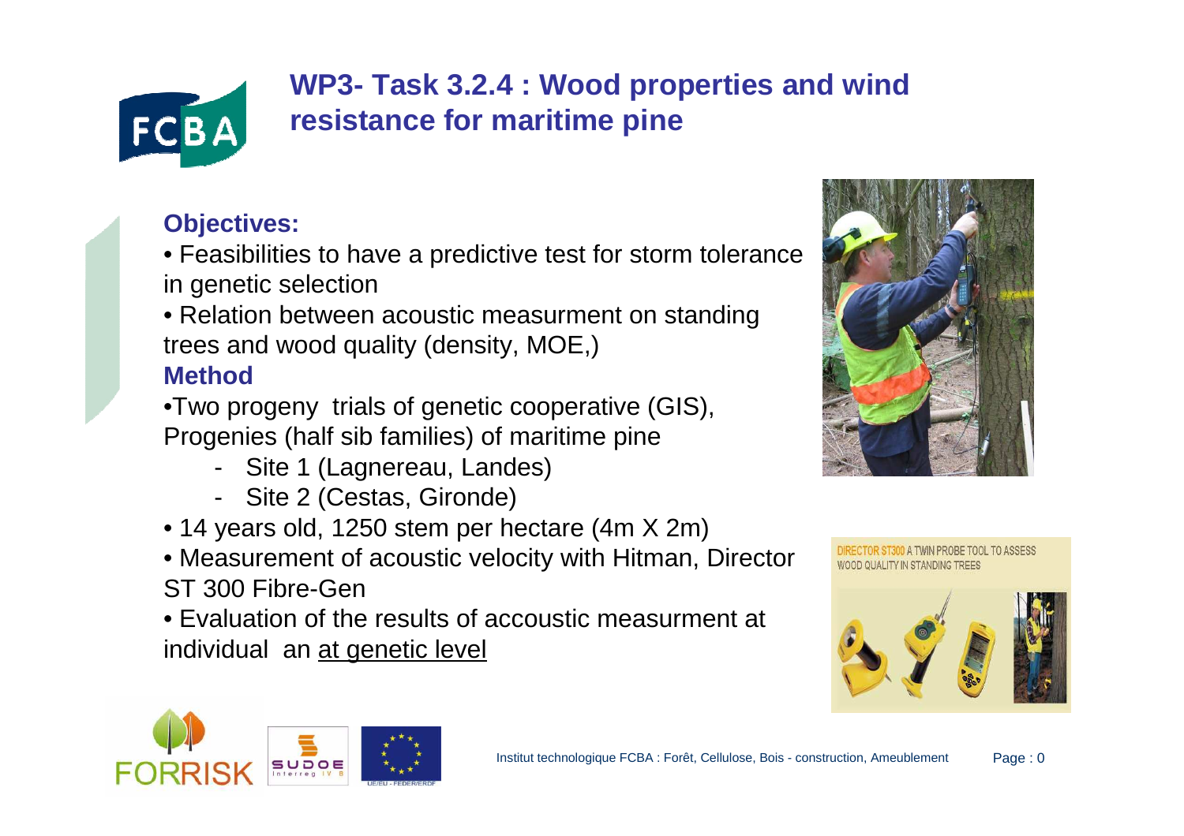# WP3- Task 3.2.4 : Wood properties and wind resistance for maritime pine

### Objectives:

- Feasibilities to have a predictive test for storm tolerance in genetic selection
- Relation between acoustic measurment on standing trees and wood quality (density, MOE,)

### Method

- Two progeny trials of genetic cooperative (GIS), Progenies (half sib families) of maritime pine
  - Site 1 (Lagnereau, Landes)
  - Site 2 (Cestas, Gironde)
- 14 years old, 1250 stem per hectare (4m X 2m)
- Measurement of acoustic velocity with Hitman, Director ST 300 Fibre-Gen
- Evaluation of the results of accoustic measurment at individual an <u>at genetic level</u>

DIRECTOR ST300 A TWIN PROBE TOOL TO ASSESS WOOD QUALITY IN STANDING TREES

Institut technologique FCBA : Forêt, Cellulose, Bois - construction, Ameublement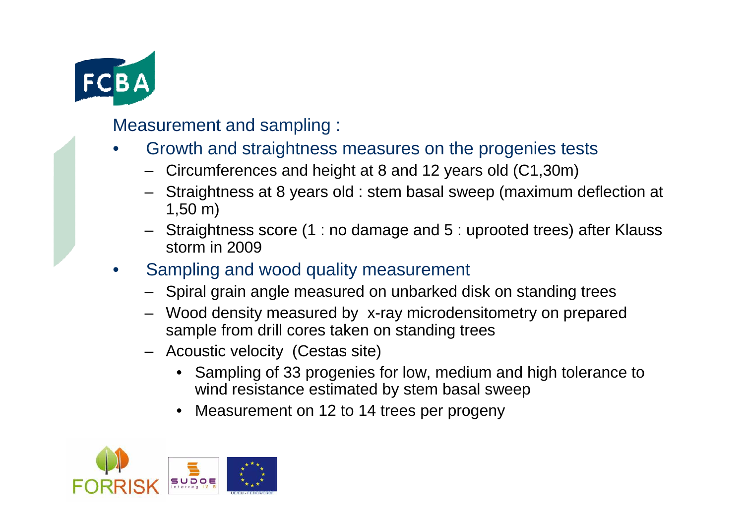## Measurement and sampling :

- Growth and straightness measures on the progenies tests
  - Circumferences and height at 8 and 12 years old (C1,30m)
  - Straightness at 8 years old : stem basal sweep (maximum deflection at 1,50 m)
  - Straightness score (1 : no damage and 5 : uprooted trees) after Klauss storm in 2009
- Sampling and wood quality measurement
  - Spiral grain angle measured on unbarked disk on standing trees
  - Wood density measured by x-ray microdensitometry on prepared sample from drill cores taken on standing trees
  - Acoustic velocity (Cestas site)
    - Sampling of 33 progenies for low, medium and high tolerance to wind resistance estimated by stem basal sweep
    - Measurement on 12 to 14 trees per progeny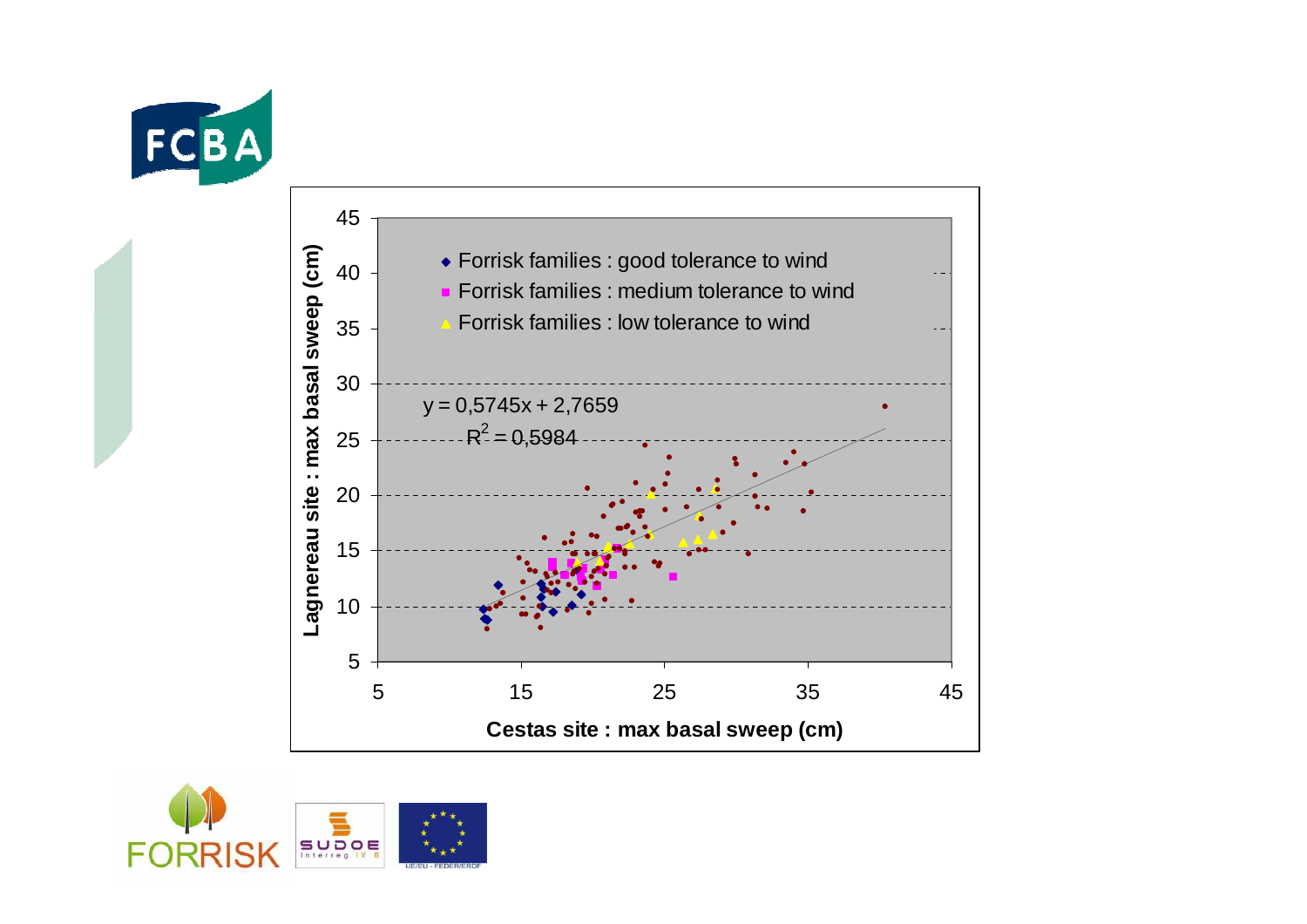FCBA

Lagnereau site : max basal sweep (cm)

45
40
35
30
25
20
15
10
5

5
15
25
35
45

Cestas site : max basal sweep (cm)

Forrisk families : good tolerance to wind

Forrisk families : medium tolerance to wind

Forrisk families : low tolerance to wind

y = 0,5745x + 2,7659

$R^2$ = 0,5984

FORRISK

SUDOE Interreg IV B

UE/EU - FEDER/ERDF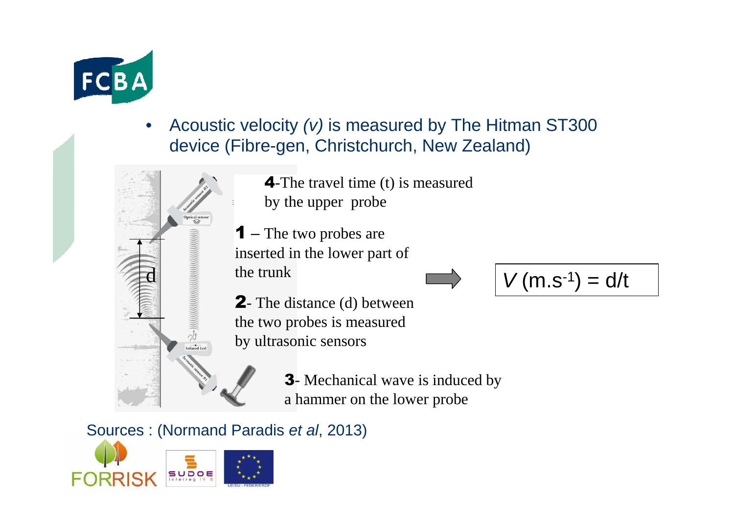- Acoustic velocity *(v)* is measured by The Hitman ST300 device (Fibre-gen, Christchurch, New Zealand)

**4**-The travel time (t) is measured by the upper probe

**1** – The two probes are inserted in the lower part of the trunk

**2**- The distance (d) between the two probes is measured by ultrasonic sensors

**3**- Mechanical wave is induced by a hammer on the lower probe

$$V\ (m.s^{-1}) = d/t$$

Sources : (Normand Paradis *et al*, 2013)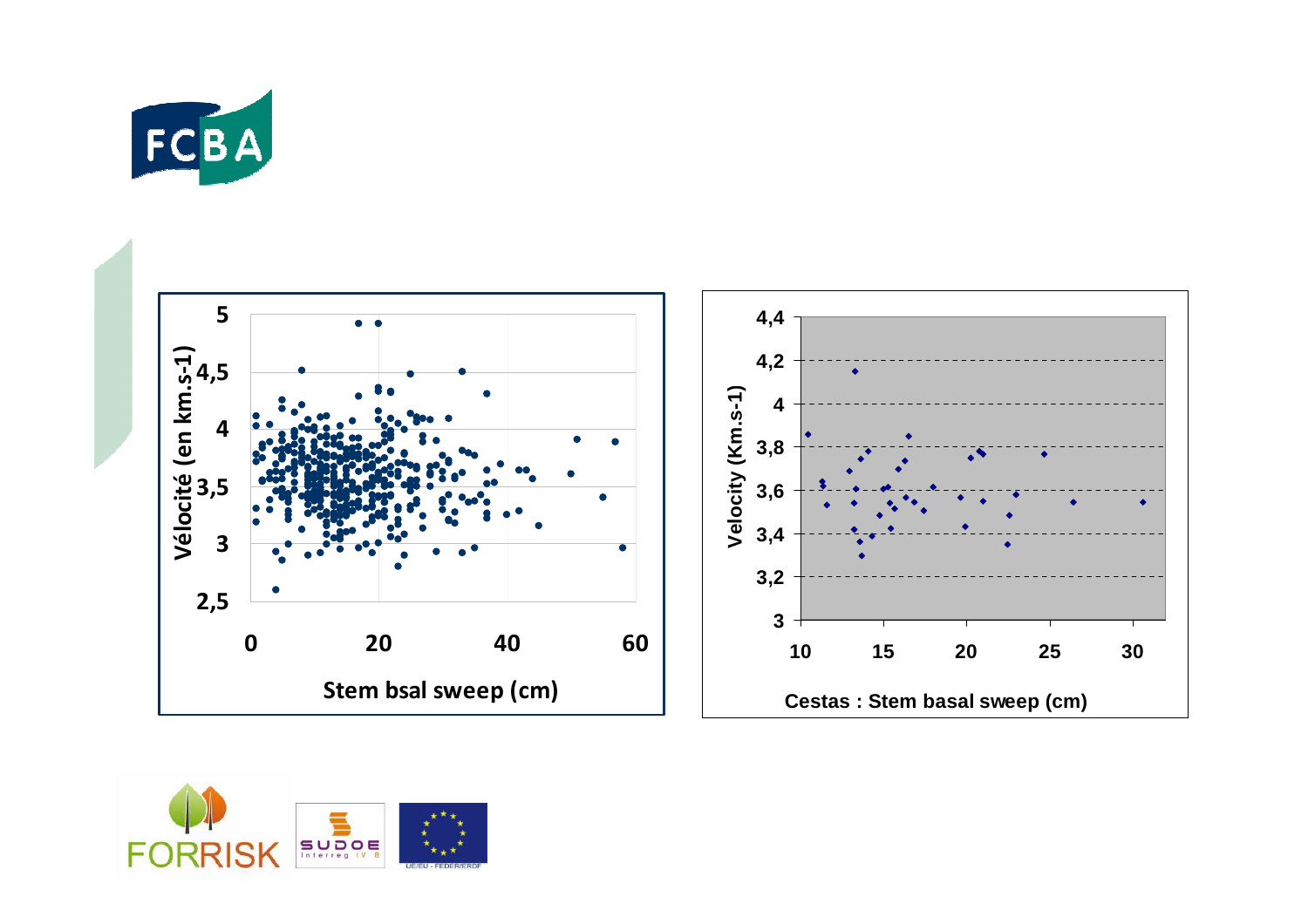Vélocité (en km.s-1)

5

4,5

4

3,5

3

2,5

0

20

40

60

Stem bsal sweep (cm)

Velocity (Km.s-1)

4,4

4,2

4

3,8

3,6

3,4

3,2

3

10

15

20

25

30

Cestas : Stem basal sweep (cm)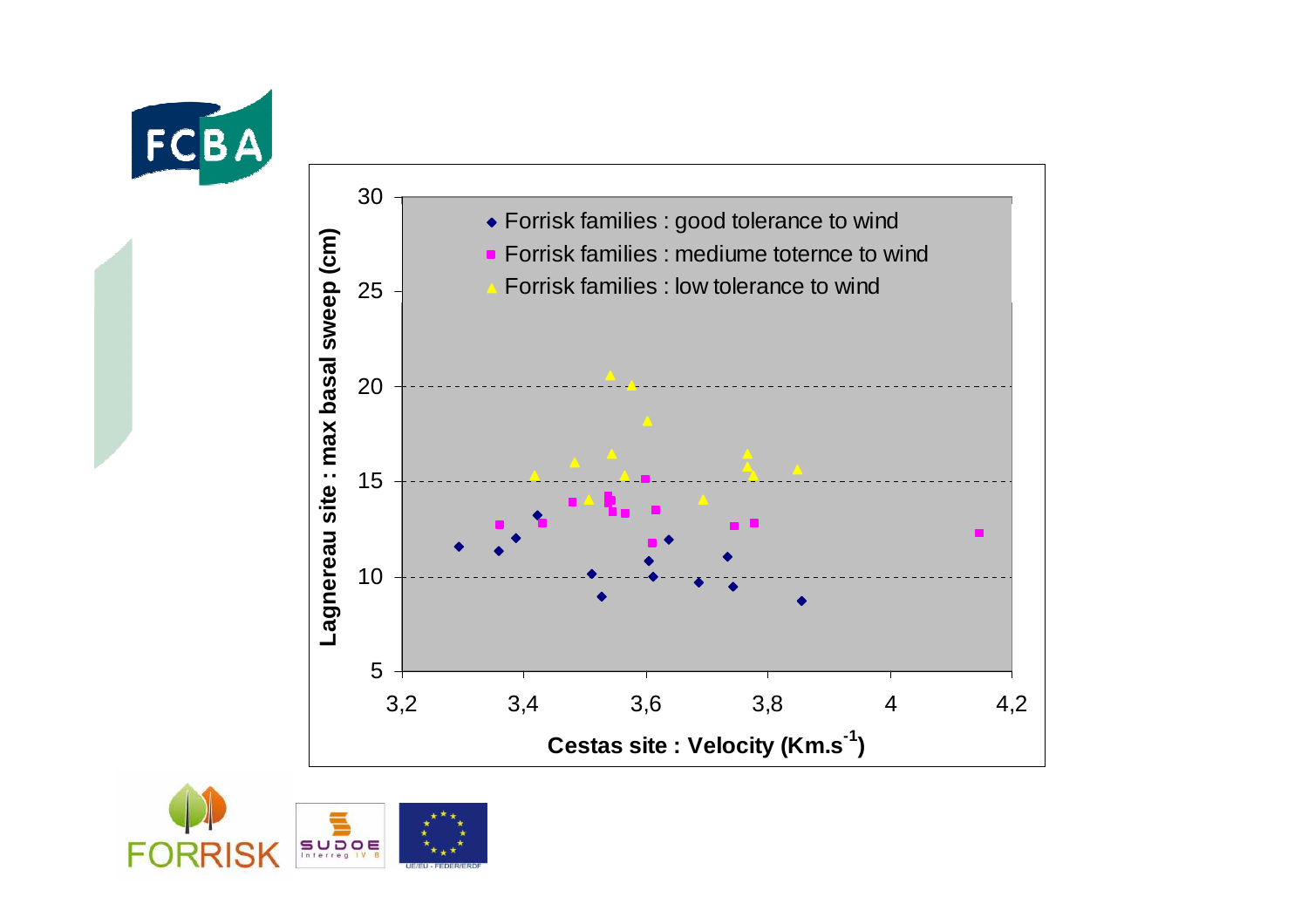FCBA

Lagnereau site : max basal sweep (cm)

30
25
20
15
10
5

3,2
3,4
3,6
3,8
4
4,2

Cestas site : Velocity ($Km.s^{-1}$)

Forrisk families : good tolerance to wind

Forrisk families : mediume toternce to wind

Forrisk families : low tolerance to wind

FORRISK

SUDOE Interreg IV B

UE/EU - FEDER/ERDF